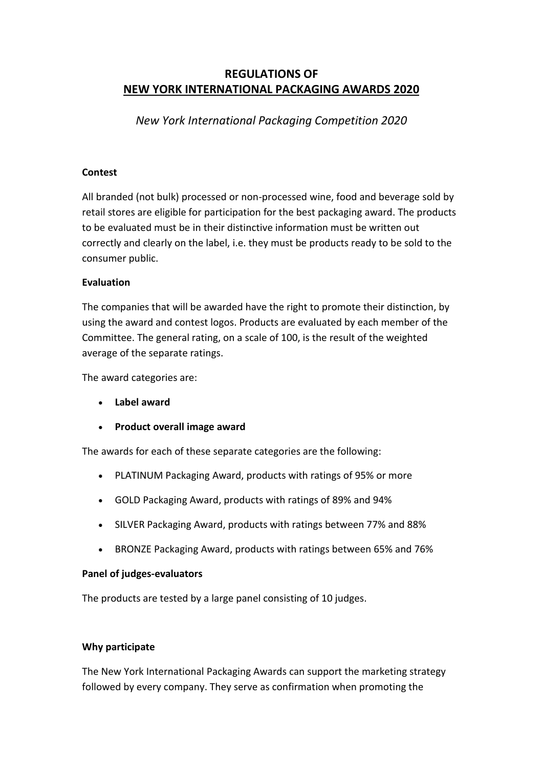# REGULATIONS OF
# NEW YORK INTERNATIONAL PACKAGING AWARDS 2020

*New York International Packaging Competition 2020*

**Contest**

All branded (not bulk) processed or non-processed wine, food and beverage sold by retail stores are eligible for participation for the best packaging award. The products to be evaluated must be in their distinctive information must be written out correctly and clearly on the label, i.e. they must be products ready to be sold to the consumer public.

**Evaluation**

The companies that will be awarded have the right to promote their distinction, by using the award and contest logos. Products are evaluated by each member of the Committee. The general rating, on a scale of 100, is the result of the weighted average of the separate ratings.

The award categories are:

- **Label award**
- **Product overall image award**

The awards for each of these separate categories are the following:

- PLATINUM Packaging Award, products with ratings of 95% or more
- GOLD Packaging Award, products with ratings of 89% and 94%
- SILVER Packaging Award, products with ratings between 77% and 88%
- BRONZE Packaging Award, products with ratings between 65% and 76%

**Panel of judges-evaluators**

The products are tested by a large panel consisting of 10 judges.

**Why participate**

The New York International Packaging Awards can support the marketing strategy followed by every company. They serve as confirmation when promoting the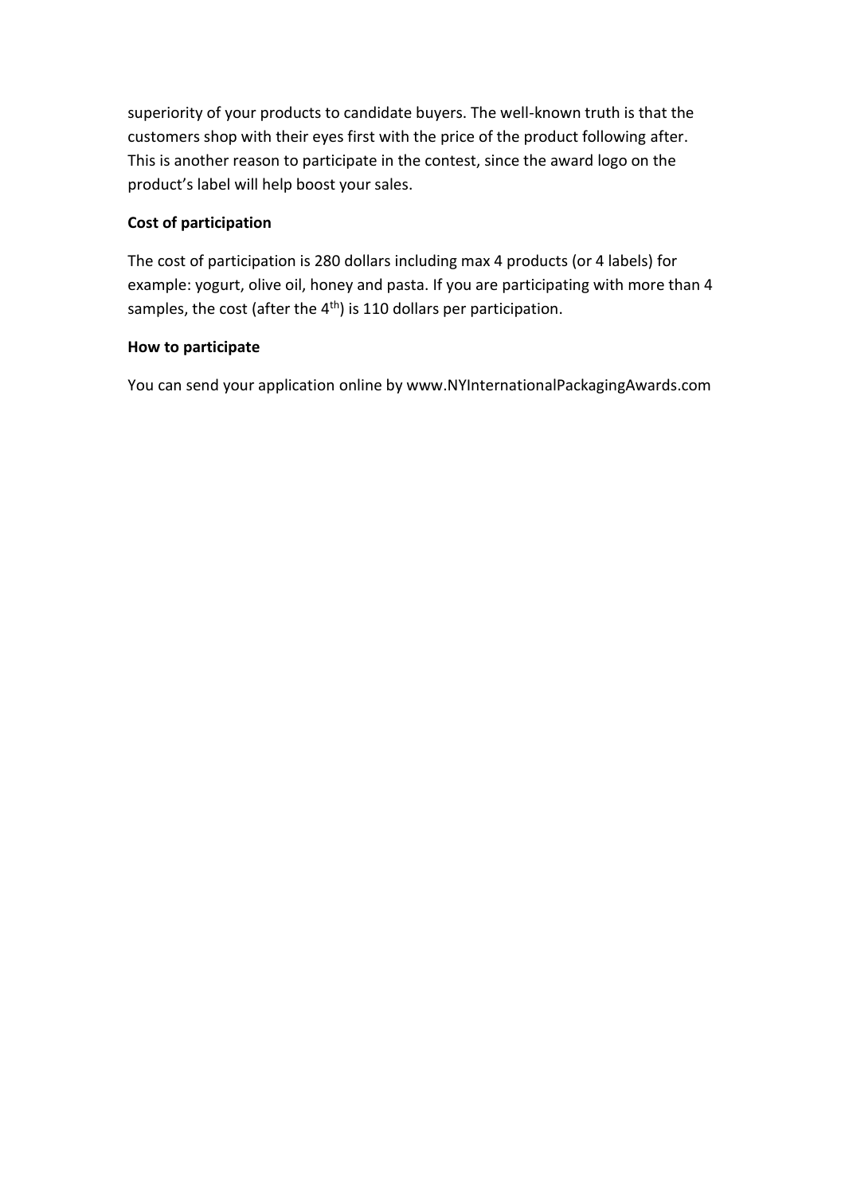superiority of your products to candidate buyers. The well-known truth is that the customers shop with their eyes first with the price of the product following after. This is another reason to participate in the contest, since the award logo on the product's label will help boost your sales.

**Cost of participation**

The cost of participation is 280 dollars including max 4 products (or 4 labels) for example: yogurt, olive oil, honey and pasta. If you are participating with more than 4 samples, the cost (after the $4^{th}$) is 110 dollars per participation.

**How to participate**

You can send your application online by www.NYInternationalPackagingAwards.com